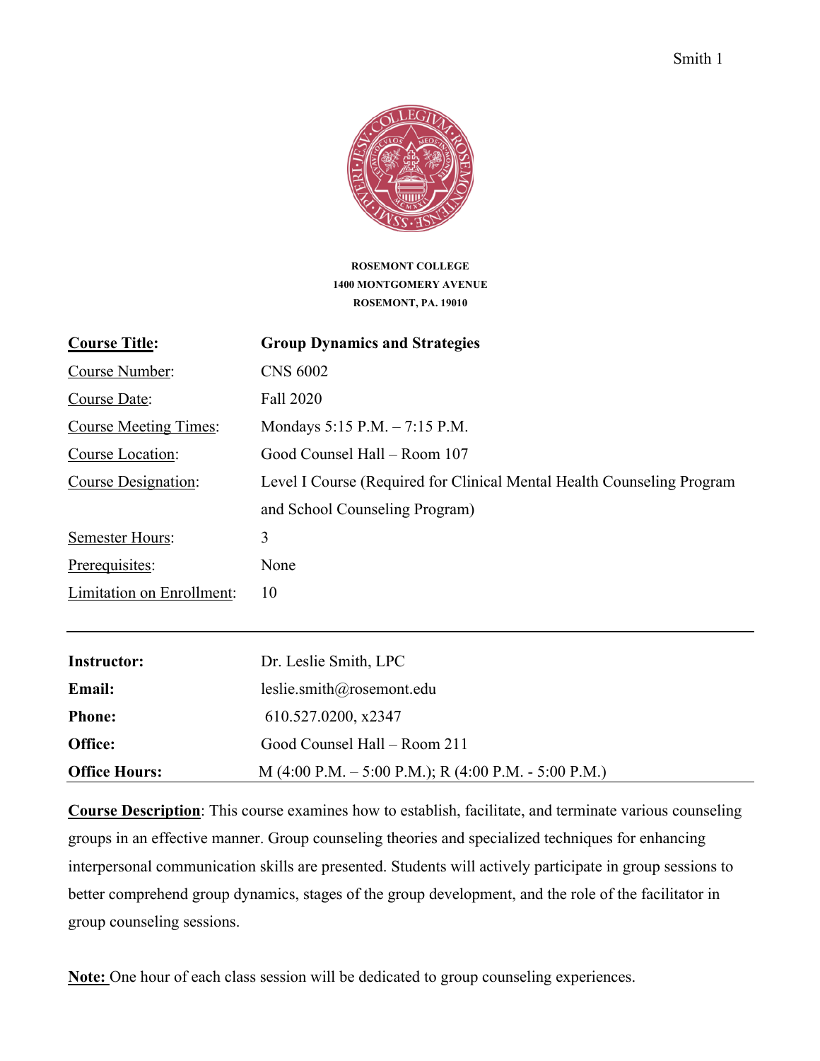**ROSEMONT COLLEGE**
**1400 MONTGOMERY AVENUE**
**ROSEMONT, PA. 19010**

| | |
|---|---|
| **Course Title:** | **Group Dynamics and Strategies** |
| Course Number: | CNS 6002 |
| Course Date: | Fall 2020 |
| Course Meeting Times: | Mondays 5:15 P.M. – 7:15 P.M. |
| Course Location: | Good Counsel Hall – Room 107 |
| Course Designation: | Level I Course (Required for Clinical Mental Health Counseling Program and School Counseling Program) |
| Semester Hours: | 3 |
| Prerequisites: | None |
| Limitation on Enrollment: | 10 |

---

| | |
|---|---|
| **Instructor:** | Dr. Leslie Smith, LPC |
| **Email:** | leslie.smith@rosemont.edu |
| **Phone:** | 610.527.0200, x2347 |
| **Office:** | Good Counsel Hall – Room 211 |
| **Office Hours:** | M (4:00 P.M. – 5:00 P.M.); R (4:00 P.M. - 5:00 P.M.) |

**Course Description**: This course examines how to establish, facilitate, and terminate various counseling groups in an effective manner. Group counseling theories and specialized techniques for enhancing interpersonal communication skills are presented. Students will actively participate in group sessions to better comprehend group dynamics, stages of the group development, and the role of the facilitator in group counseling sessions.

**Note:** One hour of each class session will be dedicated to group counseling experiences.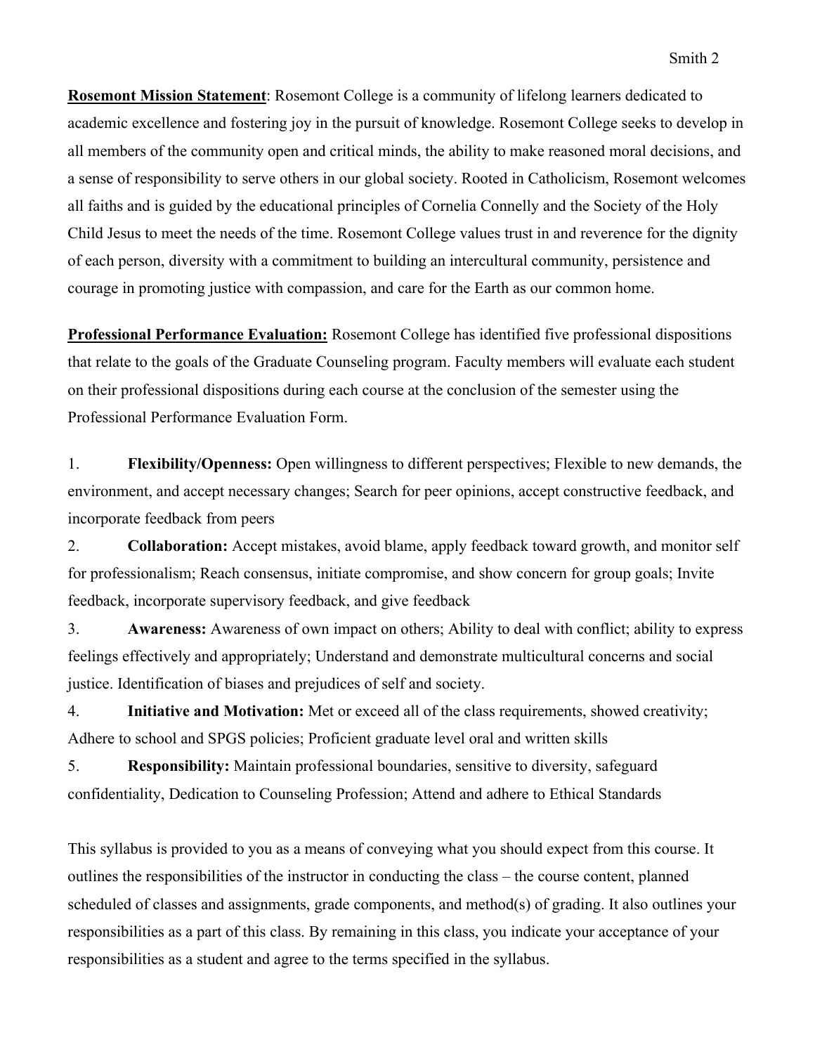**<u>Rosemont Mission Statement</u>**: Rosemont College is a community of lifelong learners dedicated to academic excellence and fostering joy in the pursuit of knowledge. Rosemont College seeks to develop in all members of the community open and critical minds, the ability to make reasoned moral decisions, and a sense of responsibility to serve others in our global society. Rooted in Catholicism, Rosemont welcomes all faiths and is guided by the educational principles of Cornelia Connelly and the Society of the Holy Child Jesus to meet the needs of the time. Rosemont College values trust in and reverence for the dignity of each person, diversity with a commitment to building an intercultural community, persistence and courage in promoting justice with compassion, and care for the Earth as our common home.

**<u>Professional Performance Evaluation:</u>** Rosemont College has identified five professional dispositions that relate to the goals of the Graduate Counseling program. Faculty members will evaluate each student on their professional dispositions during each course at the conclusion of the semester using the Professional Performance Evaluation Form.

1. **Flexibility/Openness:** Open willingness to different perspectives; Flexible to new demands, the environment, and accept necessary changes; Search for peer opinions, accept constructive feedback, and incorporate feedback from peers
2. **Collaboration:** Accept mistakes, avoid blame, apply feedback toward growth, and monitor self for professionalism; Reach consensus, initiate compromise, and show concern for group goals; Invite feedback, incorporate supervisory feedback, and give feedback
3. **Awareness:** Awareness of own impact on others; Ability to deal with conflict; ability to express feelings effectively and appropriately; Understand and demonstrate multicultural concerns and social justice. Identification of biases and prejudices of self and society.
4. **Initiative and Motivation:** Met or exceed all of the class requirements, showed creativity; Adhere to school and SPGS policies; Proficient graduate level oral and written skills
5. **Responsibility:** Maintain professional boundaries, sensitive to diversity, safeguard confidentiality, Dedication to Counseling Profession; Attend and adhere to Ethical Standards

This syllabus is provided to you as a means of conveying what you should expect from this course. It outlines the responsibilities of the instructor in conducting the class – the course content, planned scheduled of classes and assignments, grade components, and method(s) of grading. It also outlines your responsibilities as a part of this class. By remaining in this class, you indicate your acceptance of your responsibilities as a student and agree to the terms specified in the syllabus.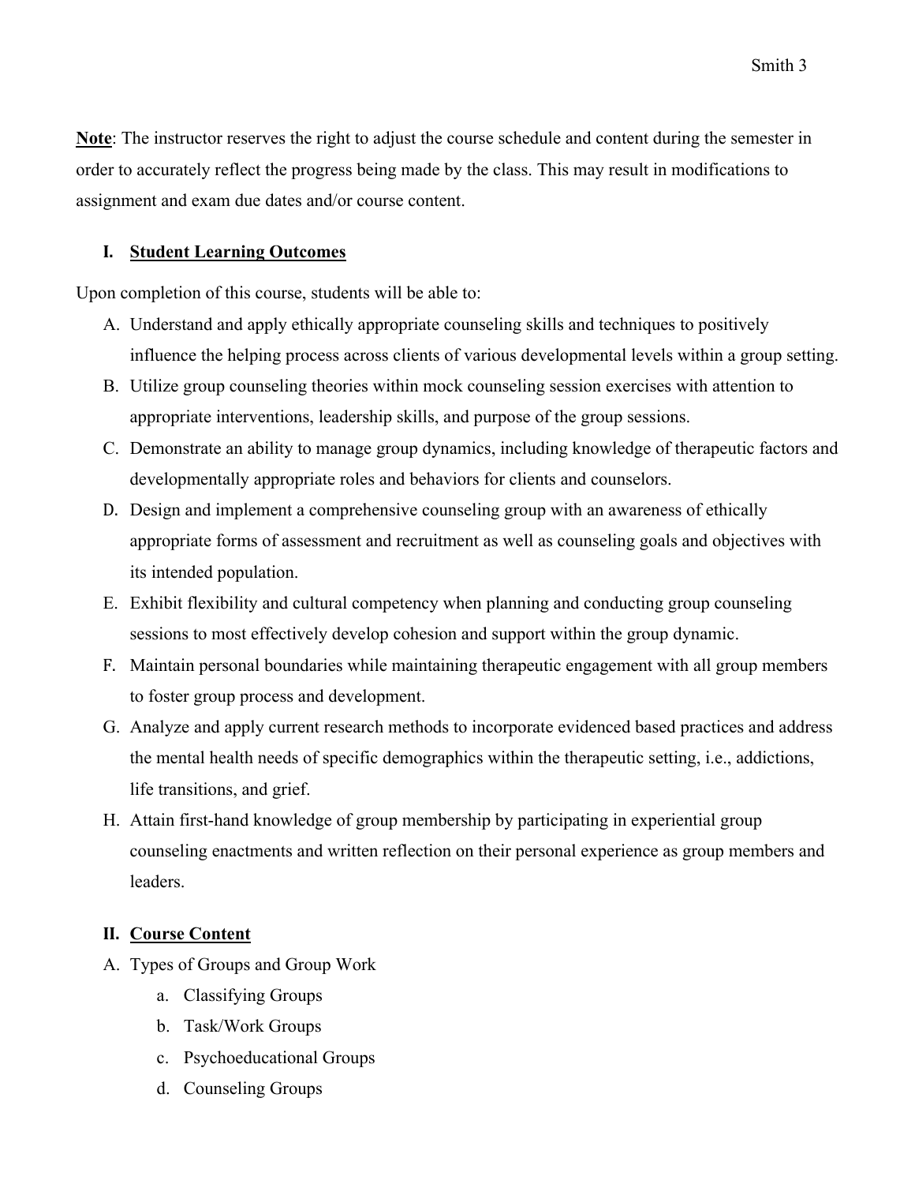**Note**: The instructor reserves the right to adjust the course schedule and content during the semester in order to accurately reflect the progress being made by the class. This may result in modifications to assignment and exam due dates and/or course content.

## I. Student Learning Outcomes

Upon completion of this course, students will be able to:

A. Understand and apply ethically appropriate counseling skills and techniques to positively influence the helping process across clients of various developmental levels within a group setting.
B. Utilize group counseling theories within mock counseling session exercises with attention to appropriate interventions, leadership skills, and purpose of the group sessions.
C. Demonstrate an ability to manage group dynamics, including knowledge of therapeutic factors and developmentally appropriate roles and behaviors for clients and counselors.
D. Design and implement a comprehensive counseling group with an awareness of ethically appropriate forms of assessment and recruitment as well as counseling goals and objectives with its intended population.
E. Exhibit flexibility and cultural competency when planning and conducting group counseling sessions to most effectively develop cohesion and support within the group dynamic.
F. Maintain personal boundaries while maintaining therapeutic engagement with all group members to foster group process and development.
G. Analyze and apply current research methods to incorporate evidenced based practices and address the mental health needs of specific demographics within the therapeutic setting, i.e., addictions, life transitions, and grief.
H. Attain first-hand knowledge of group membership by participating in experiential group counseling enactments and written reflection on their personal experience as group members and leaders.

## II. Course Content

A. Types of Groups and Group Work
   a. Classifying Groups
   b. Task/Work Groups
   c. Psychoeducational Groups
   d. Counseling Groups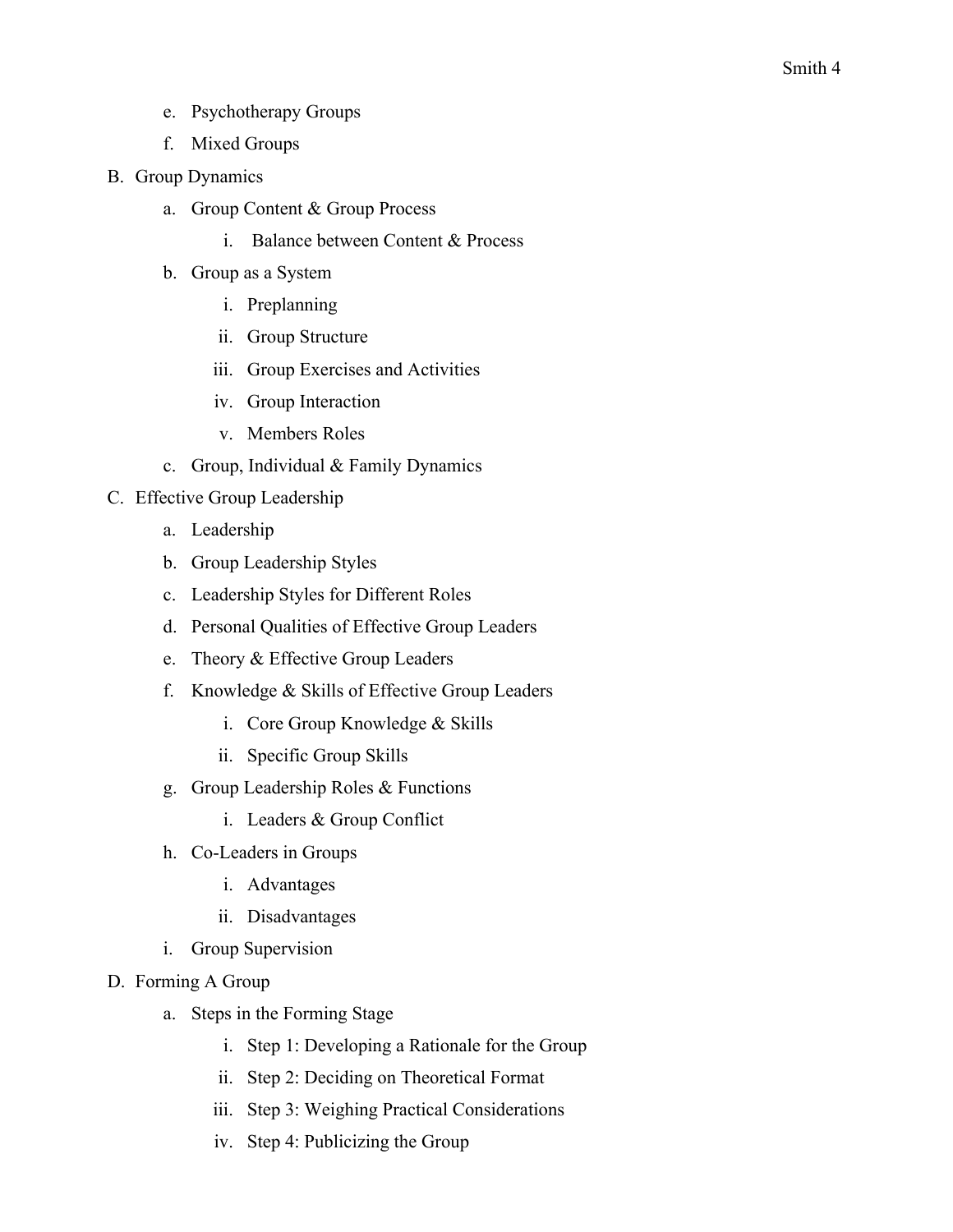e. Psychotherapy Groups

f. Mixed Groups

B. Group Dynamics

  a. Group Content & Group Process

    i. Balance between Content & Process

  b. Group as a System

    i. Preplanning

    ii. Group Structure

    iii. Group Exercises and Activities

    iv. Group Interaction

    v. Members Roles

  c. Group, Individual & Family Dynamics

C. Effective Group Leadership

  a. Leadership

  b. Group Leadership Styles

  c. Leadership Styles for Different Roles

  d. Personal Qualities of Effective Group Leaders

  e. Theory & Effective Group Leaders

  f. Knowledge & Skills of Effective Group Leaders

    i. Core Group Knowledge & Skills

    ii. Specific Group Skills

  g. Group Leadership Roles & Functions

    i. Leaders & Group Conflict

  h. Co-Leaders in Groups

    i. Advantages

    ii. Disadvantages

  i. Group Supervision

D. Forming A Group

  a. Steps in the Forming Stage

    i. Step 1: Developing a Rationale for the Group

    ii. Step 2: Deciding on Theoretical Format

    iii. Step 3: Weighing Practical Considerations

    iv. Step 4: Publicizing the Group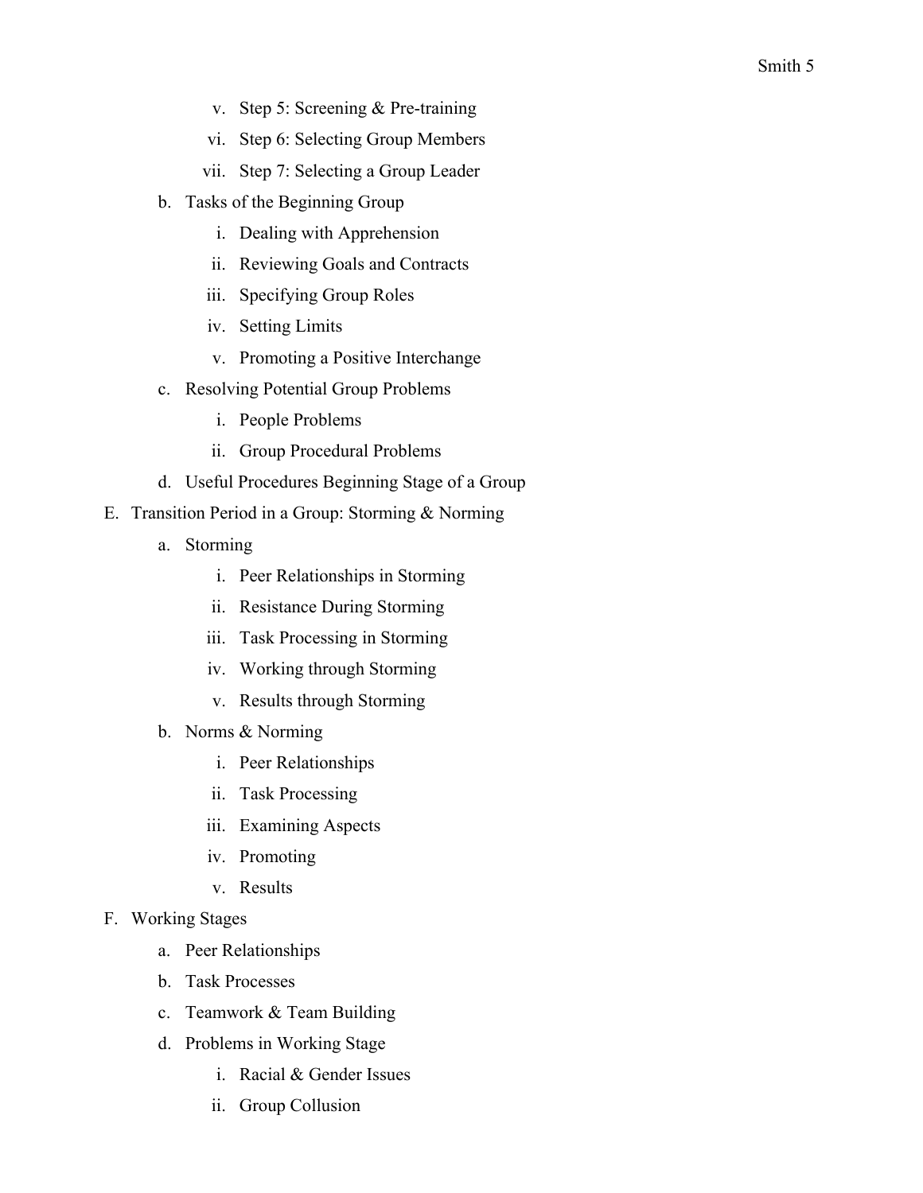v. Step 5: Screening & Pre-training
        vi. Step 6: Selecting Group Members
        vii. Step 7: Selecting a Group Leader
    b. Tasks of the Beginning Group
        i. Dealing with Apprehension
        ii. Reviewing Goals and Contracts
        iii. Specifying Group Roles
        iv. Setting Limits
        v. Promoting a Positive Interchange
    c. Resolving Potential Group Problems
        i. People Problems
        ii. Group Procedural Problems
    d. Useful Procedures Beginning Stage of a Group

E. Transition Period in a Group: Storming & Norming
    a. Storming
        i. Peer Relationships in Storming
        ii. Resistance During Storming
        iii. Task Processing in Storming
        iv. Working through Storming
        v. Results through Storming
    b. Norms & Norming
        i. Peer Relationships
        ii. Task Processing
        iii. Examining Aspects
        iv. Promoting
        v. Results

F. Working Stages
    a. Peer Relationships
    b. Task Processes
    c. Teamwork & Team Building
    d. Problems in Working Stage
        i. Racial & Gender Issues
        ii. Group Collusion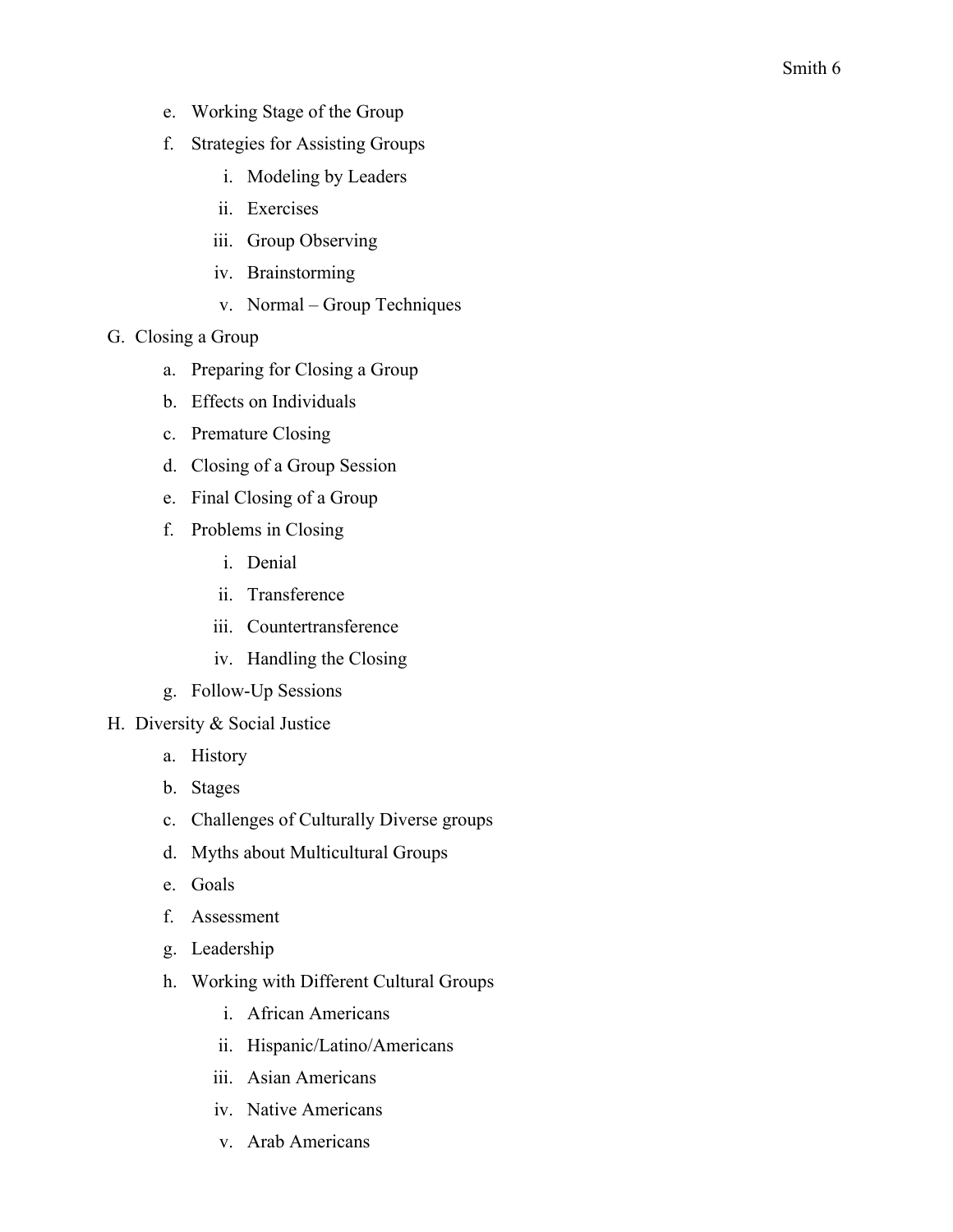e. Working Stage of the Group

f. Strategies for Assisting Groups

    i. Modeling by Leaders

    ii. Exercises

    iii. Group Observing

    iv. Brainstorming

    v. Normal – Group Techniques

G. Closing a Group

a. Preparing for Closing a Group

b. Effects on Individuals

c. Premature Closing

d. Closing of a Group Session

e. Final Closing of a Group

f. Problems in Closing

    i. Denial

    ii. Transference

    iii. Countertransference

    iv. Handling the Closing

g. Follow-Up Sessions

H. Diversity & Social Justice

a. History

b. Stages

c. Challenges of Culturally Diverse groups

d. Myths about Multicultural Groups

e. Goals

f. Assessment

g. Leadership

h. Working with Different Cultural Groups

    i. African Americans

    ii. Hispanic/Latino/Americans

    iii. Asian Americans

    iv. Native Americans

    v. Arab Americans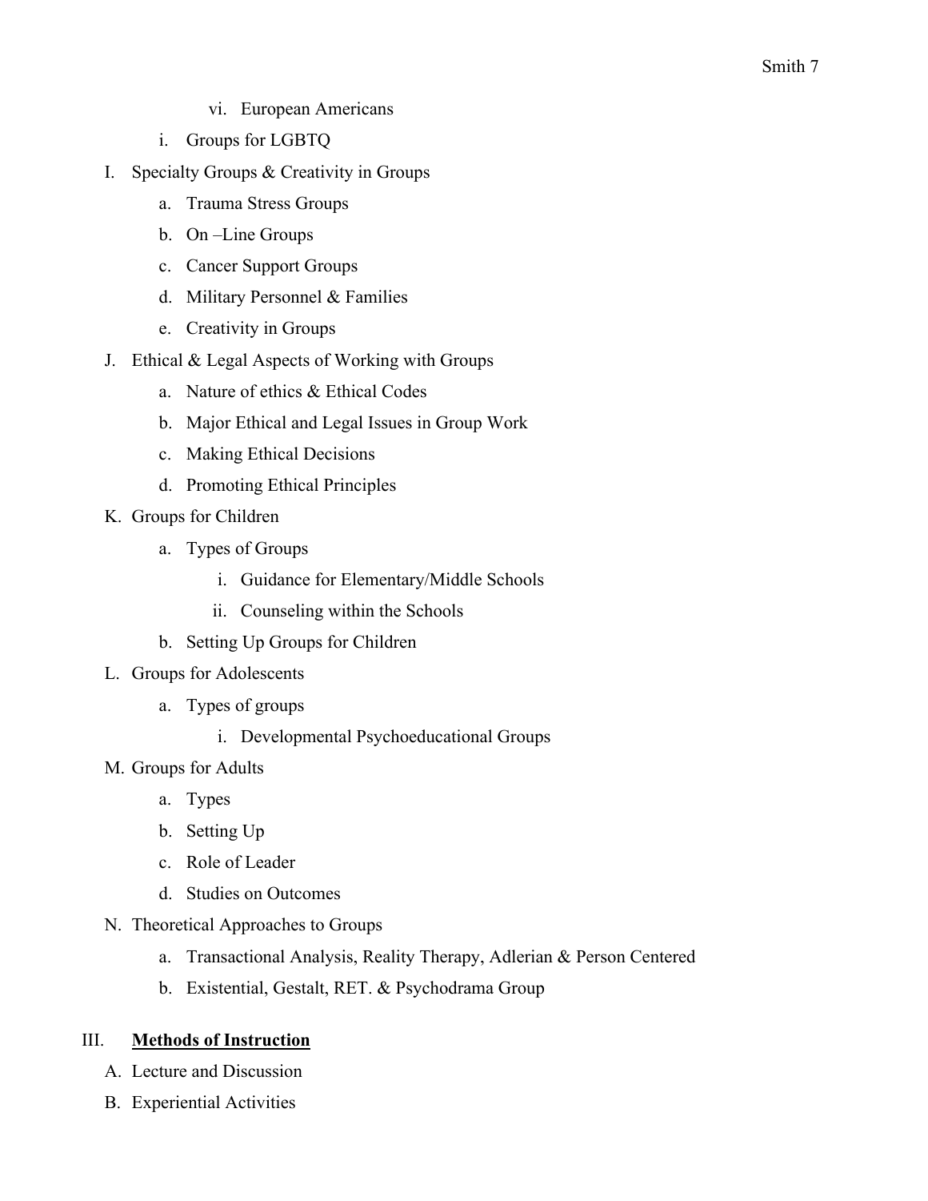vi. European Americans

      i. Groups for LGBTQ

I. Specialty Groups & Creativity in Groups

   a. Trauma Stress Groups

   b. On –Line Groups

   c. Cancer Support Groups

   d. Military Personnel & Families

   e. Creativity in Groups

J. Ethical & Legal Aspects of Working with Groups

   a. Nature of ethics & Ethical Codes

   b. Major Ethical and Legal Issues in Group Work

   c. Making Ethical Decisions

   d. Promoting Ethical Principles

K. Groups for Children

   a. Types of Groups

      i. Guidance for Elementary/Middle Schools

      ii. Counseling within the Schools

   b. Setting Up Groups for Children

L. Groups for Adolescents

   a. Types of groups

      i. Developmental Psychoeducational Groups

M. Groups for Adults

   a. Types

   b. Setting Up

   c. Role of Leader

   d. Studies on Outcomes

N. Theoretical Approaches to Groups

   a. Transactional Analysis, Reality Therapy, Adlerian & Person Centered

   b. Existential, Gestalt, RET. & Psychodrama Group

## III. <u>**Methods of Instruction**</u>

A. Lecture and Discussion

B. Experiential Activities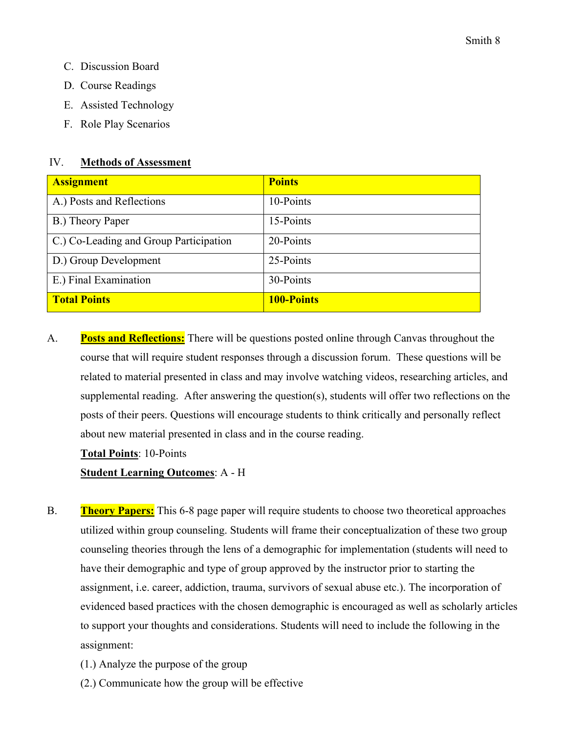C. Discussion Board

D. Course Readings

E. Assisted Technology

F. Role Play Scenarios

## IV. **Methods of Assessment**

| **Assignment** | **Points** |
|---|---|
| A.) Posts and Reflections | 10-Points |
| B.) Theory Paper | 15-Points |
| C.) Co-Leading and Group Participation | 20-Points |
| D.) Group Development | 25-Points |
| E.) Final Examination | 30-Points |
| **Total Points** | **100-Points** |

A. **Posts and Reflections:** There will be questions posted online through Canvas throughout the course that will require student responses through a discussion forum. These questions will be related to material presented in class and may involve watching videos, researching articles, and supplemental reading. After answering the question(s), students will offer two reflections on the posts of their peers. Questions will encourage students to think critically and personally reflect about new material presented in class and in the course reading.

**Total Points**: 10-Points

**Student Learning Outcomes**: A - H

B. **Theory Papers:** This 6-8 page paper will require students to choose two theoretical approaches utilized within group counseling. Students will frame their conceptualization of these two group counseling theories through the lens of a demographic for implementation (students will need to have their demographic and type of group approved by the instructor prior to starting the assignment, i.e. career, addiction, trauma, survivors of sexual abuse etc.). The incorporation of evidenced based practices with the chosen demographic is encouraged as well as scholarly articles to support your thoughts and considerations. Students will need to include the following in the assignment:

(1.) Analyze the purpose of the group

(2.) Communicate how the group will be effective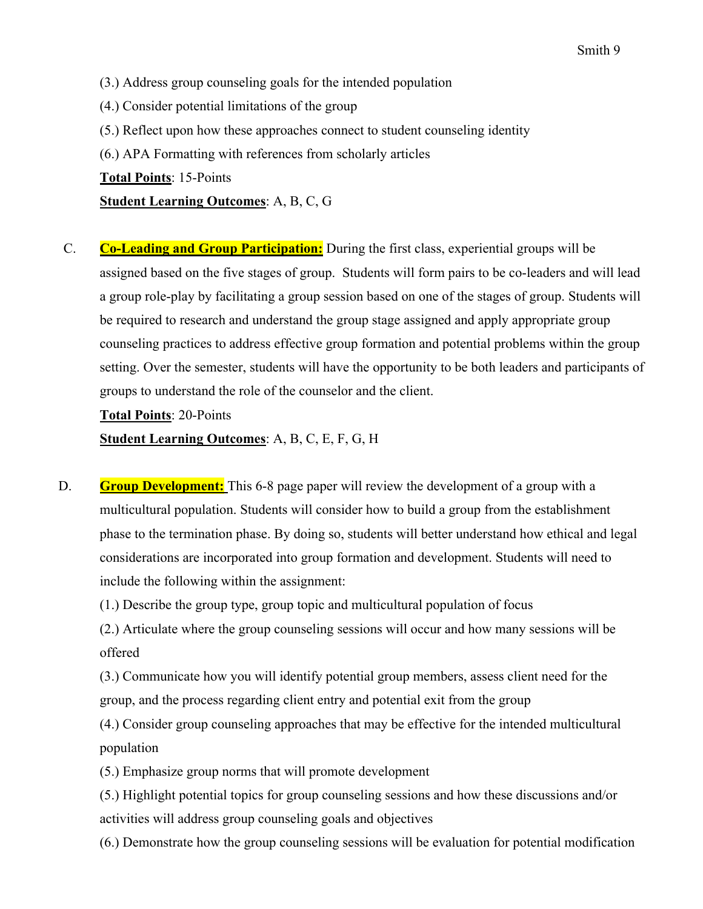(3.) Address group counseling goals for the intended population

(4.) Consider potential limitations of the group

(5.) Reflect upon how these approaches connect to student counseling identity

(6.) APA Formatting with references from scholarly articles

**Total Points**: 15-Points

**Student Learning Outcomes**: A, B, C, G

C. **Co-Leading and Group Participation:** During the first class, experiential groups will be assigned based on the five stages of group. Students will form pairs to be co-leaders and will lead a group role-play by facilitating a group session based on one of the stages of group. Students will be required to research and understand the group stage assigned and apply appropriate group counseling practices to address effective group formation and potential problems within the group setting. Over the semester, students will have the opportunity to be both leaders and participants of groups to understand the role of the counselor and the client.

**Total Points**: 20-Points

**Student Learning Outcomes**: A, B, C, E, F, G, H

D. **Group Development:** This 6-8 page paper will review the development of a group with a multicultural population. Students will consider how to build a group from the establishment phase to the termination phase. By doing so, students will better understand how ethical and legal considerations are incorporated into group formation and development. Students will need to include the following within the assignment:

(1.) Describe the group type, group topic and multicultural population of focus

(2.) Articulate where the group counseling sessions will occur and how many sessions will be offered

(3.) Communicate how you will identify potential group members, assess client need for the group, and the process regarding client entry and potential exit from the group

(4.) Consider group counseling approaches that may be effective for the intended multicultural population

(5.) Emphasize group norms that will promote development

(5.) Highlight potential topics for group counseling sessions and how these discussions and/or activities will address group counseling goals and objectives

(6.) Demonstrate how the group counseling sessions will be evaluation for potential modification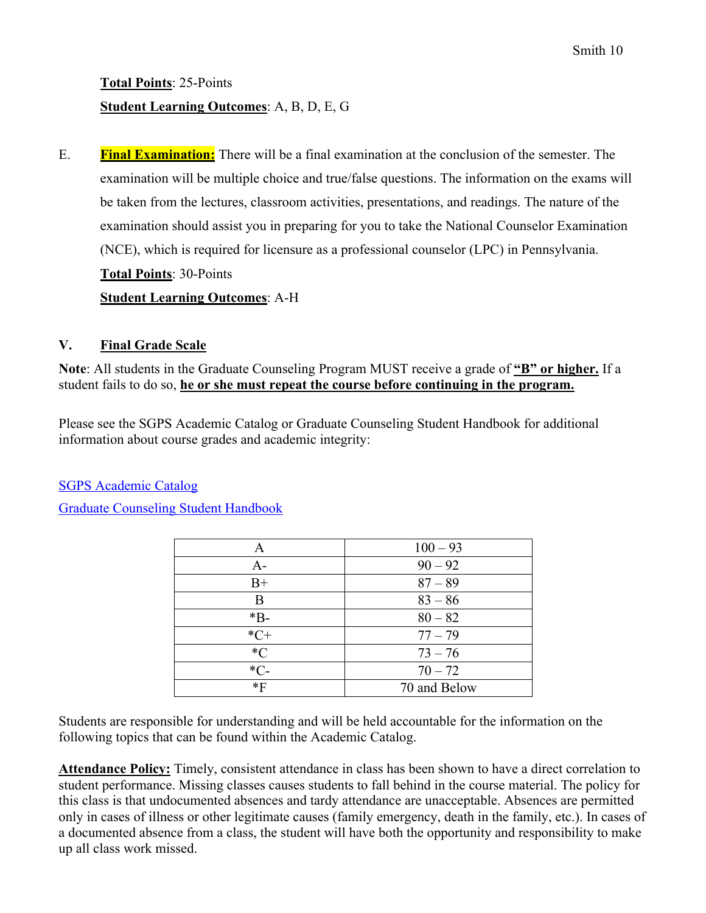**Total Points**: 25-Points

**Student Learning Outcomes**: A, B, D, E, G

E. **Final Examination:** There will be a final examination at the conclusion of the semester. The examination will be multiple choice and true/false questions. The information on the exams will be taken from the lectures, classroom activities, presentations, and readings. The nature of the examination should assist you in preparing for you to take the National Counselor Examination (NCE), which is required for licensure as a professional counselor (LPC) in Pennsylvania.

**Total Points**: 30-Points

**Student Learning Outcomes**: A-H

## V. Final Grade Scale

**Note**: All students in the Graduate Counseling Program MUST receive a grade of **"B" or higher.** If a student fails to do so, **he or she must repeat the course before continuing in the program.**

Please see the SGPS Academic Catalog or Graduate Counseling Student Handbook for additional information about course grades and academic integrity:

SGPS Academic Catalog

Graduate Counseling Student Handbook

| | |
|---|---|
| A | 100 – 93 |
| A- | 90 – 92 |
| B+ | 87 – 89 |
| B | 83 – 86 |
| *B- | 80 – 82 |
| *C+ | 77 – 79 |
| *C | 73 – 76 |
| *C- | 70 – 72 |
| *F | 70 and Below |

Students are responsible for understanding and will be held accountable for the information on the following topics that can be found within the Academic Catalog.

**Attendance Policy:** Timely, consistent attendance in class has been shown to have a direct correlation to student performance. Missing classes causes students to fall behind in the course material. The policy for this class is that undocumented absences and tardy attendance are unacceptable. Absences are permitted only in cases of illness or other legitimate causes (family emergency, death in the family, etc.). In cases of a documented absence from a class, the student will have both the opportunity and responsibility to make up all class work missed.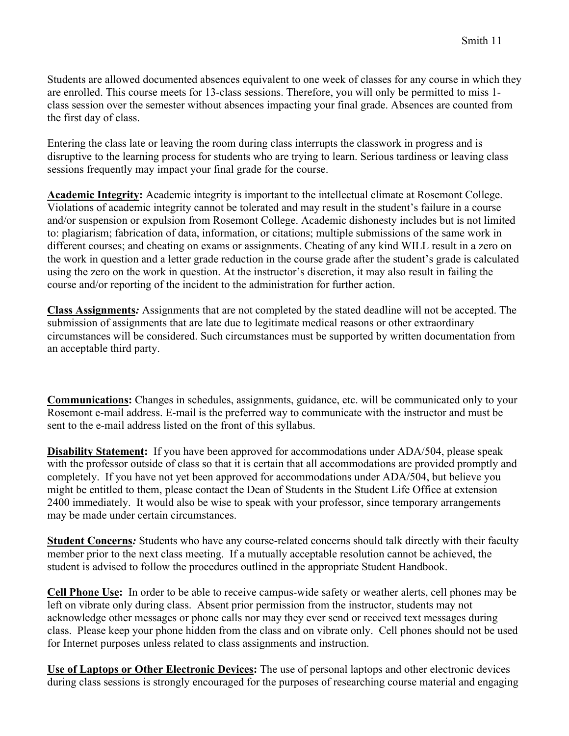Students are allowed documented absences equivalent to one week of classes for any course in which they are enrolled. This course meets for 13-class sessions. Therefore, you will only be permitted to miss 1-class session over the semester without absences impacting your final grade. Absences are counted from the first day of class.

Entering the class late or leaving the room during class interrupts the classwork in progress and is disruptive to the learning process for students who are trying to learn. Serious tardiness or leaving class sessions frequently may impact your final grade for the course.

**Academic Integrity:** Academic integrity is important to the intellectual climate at Rosemont College. Violations of academic integrity cannot be tolerated and may result in the student's failure in a course and/or suspension or expulsion from Rosemont College. Academic dishonesty includes but is not limited to: plagiarism; fabrication of data, information, or citations; multiple submissions of the same work in different courses; and cheating on exams or assignments. Cheating of any kind WILL result in a zero on the work in question and a letter grade reduction in the course grade after the student's grade is calculated using the zero on the work in question. At the instructor's discretion, it may also result in failing the course and/or reporting of the incident to the administration for further action.

***Class Assignments:*** Assignments that are not completed by the stated deadline will not be accepted. The submission of assignments that are late due to legitimate medical reasons or other extraordinary circumstances will be considered. Such circumstances must be supported by written documentation from an acceptable third party.

**Communications:** Changes in schedules, assignments, guidance, etc. will be communicated only to your Rosemont e-mail address. E-mail is the preferred way to communicate with the instructor and must be sent to the e-mail address listed on the front of this syllabus.

**Disability Statement:** If you have been approved for accommodations under ADA/504, please speak with the professor outside of class so that it is certain that all accommodations are provided promptly and completely. If you have not yet been approved for accommodations under ADA/504, but believe you might be entitled to them, please contact the Dean of Students in the Student Life Office at extension 2400 immediately. It would also be wise to speak with your professor, since temporary arrangements may be made under certain circumstances.

***Student Concerns:*** Students who have any course-related concerns should talk directly with their faculty member prior to the next class meeting. If a mutually acceptable resolution cannot be achieved, the student is advised to follow the procedures outlined in the appropriate Student Handbook.

**Cell Phone Use:** In order to be able to receive campus-wide safety or weather alerts, cell phones may be left on vibrate only during class. Absent prior permission from the instructor, students may not acknowledge other messages or phone calls nor may they ever send or received text messages during class. Please keep your phone hidden from the class and on vibrate only. Cell phones should not be used for Internet purposes unless related to class assignments and instruction.

**Use of Laptops or Other Electronic Devices:** The use of personal laptops and other electronic devices during class sessions is strongly encouraged for the purposes of researching course material and engaging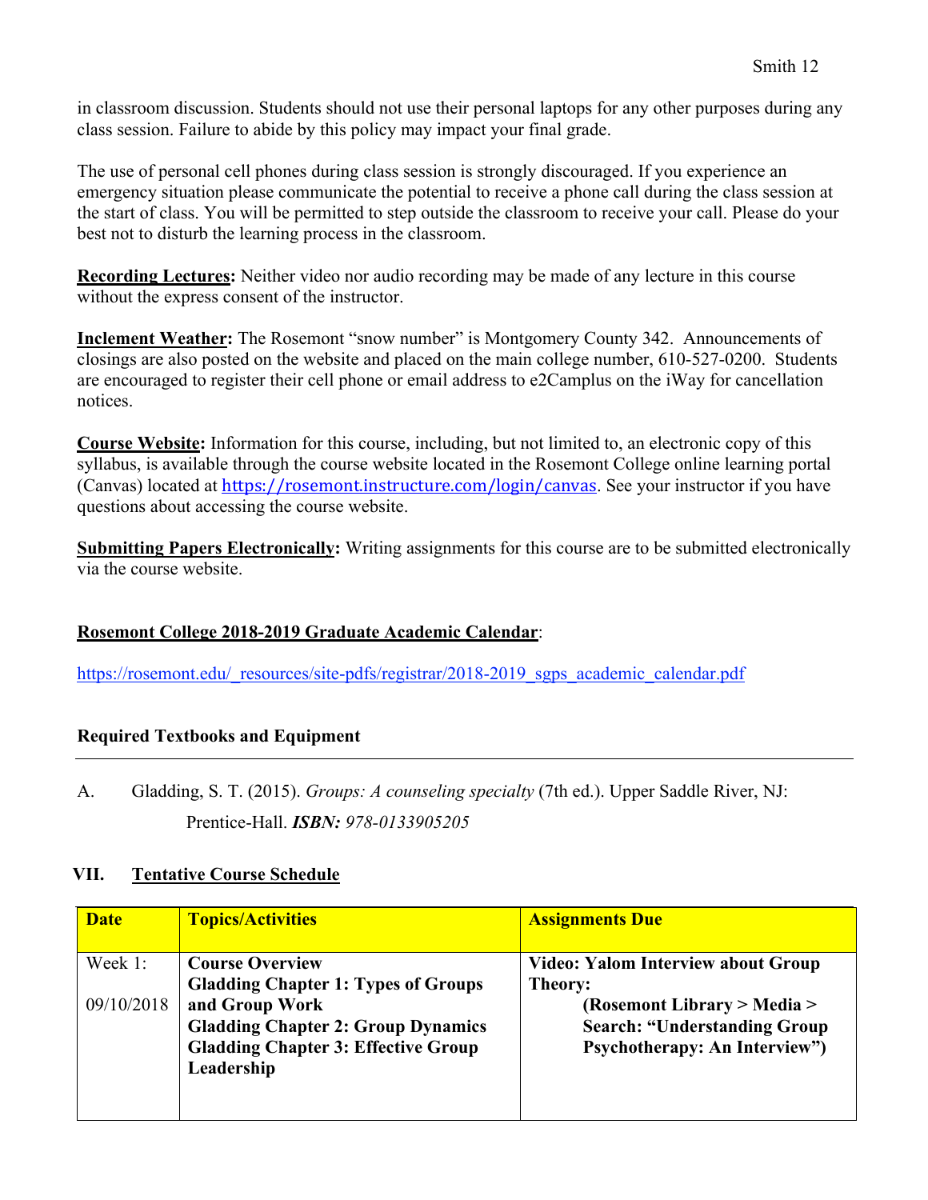in classroom discussion. Students should not use their personal laptops for any other purposes during any class session. Failure to abide by this policy may impact your final grade.

The use of personal cell phones during class session is strongly discouraged. If you experience an emergency situation please communicate the potential to receive a phone call during the class session at the start of class. You will be permitted to step outside the classroom to receive your call. Please do your best not to disturb the learning process in the classroom.

**Recording Lectures:** Neither video nor audio recording may be made of any lecture in this course without the express consent of the instructor.

**Inclement Weather:** The Rosemont "snow number" is Montgomery County 342. Announcements of closings are also posted on the website and placed on the main college number, 610-527-0200. Students are encouraged to register their cell phone or email address to e2Camplus on the iWay for cancellation notices.

**Course Website:** Information for this course, including, but not limited to, an electronic copy of this syllabus, is available through the course website located in the Rosemont College online learning portal (Canvas) located at https://rosemont.instructure.com/login/canvas. See your instructor if you have questions about accessing the course website.

**Submitting Papers Electronically:** Writing assignments for this course are to be submitted electronically via the course website.

**Rosemont College 2018-2019 Graduate Academic Calendar**:

https://rosemont.edu/_resources/site-pdfs/registrar/2018-2019_sgps_academic_calendar.pdf

**Required Textbooks and Equipment**

A. Gladding, S. T. (2015). *Groups: A counseling specialty* (7th ed.). Upper Saddle River, NJ: Prentice-Hall. ***ISBN:*** *978-0133905205*

## VII. Tentative Course Schedule

| Date | Topics/Activities | Assignments Due |
|---|---|---|
| Week 1: 09/10/2018 | **Course Overview**<br>**Gladding Chapter 1: Types of Groups and Group Work**<br>**Gladding Chapter 2: Group Dynamics**<br>**Gladding Chapter 3: Effective Group Leadership** | **Video: Yalom Interview about Group Theory:**<br>**(Rosemont Library > Media > Search: "Understanding Group Psychotherapy: An Interview")** |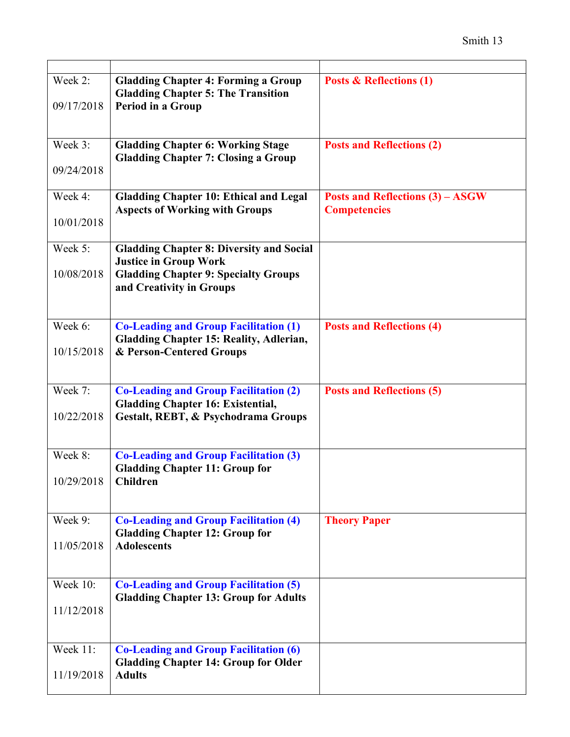| | | |
|---|---|---|
| Week 2:<br><br>09/17/2018 | **Gladding Chapter 4: Forming a Group**<br>**Gladding Chapter 5: The Transition Period in a Group** | **Posts & Reflections (1)** |
| Week 3:<br><br>09/24/2018 | **Gladding Chapter 6: Working Stage**<br>**Gladding Chapter 7: Closing a Group** | **Posts and Reflections (2)** |
| Week 4:<br><br>10/01/2018 | **Gladding Chapter 10: Ethical and Legal Aspects of Working with Groups** | **Posts and Reflections (3) – ASGW Competencies** |
| Week 5:<br><br>10/08/2018 | **Gladding Chapter 8: Diversity and Social Justice in Group Work**<br>**Gladding Chapter 9: Specialty Groups and Creativity in Groups** | |
| Week 6:<br><br>10/15/2018 | **Co-Leading and Group Facilitation (1)**<br>**Gladding Chapter 15: Reality, Adlerian, & Person-Centered Groups** | **Posts and Reflections (4)** |
| Week 7:<br><br>10/22/2018 | **Co-Leading and Group Facilitation (2)**<br>**Gladding Chapter 16: Existential, Gestalt, REBT, & Psychodrama Groups** | **Posts and Reflections (5)** |
| Week 8:<br><br>10/29/2018 | **Co-Leading and Group Facilitation (3)**<br>**Gladding Chapter 11: Group for Children** | |
| Week 9:<br><br>11/05/2018 | **Co-Leading and Group Facilitation (4)**<br>**Gladding Chapter 12: Group for Adolescents** | **Theory Paper** |
| Week 10:<br><br>11/12/2018 | **Co-Leading and Group Facilitation (5)**<br>**Gladding Chapter 13: Group for Adults** | |
| Week 11:<br><br>11/19/2018 | **Co-Leading and Group Facilitation (6)**<br>**Gladding Chapter 14: Group for Older Adults** | |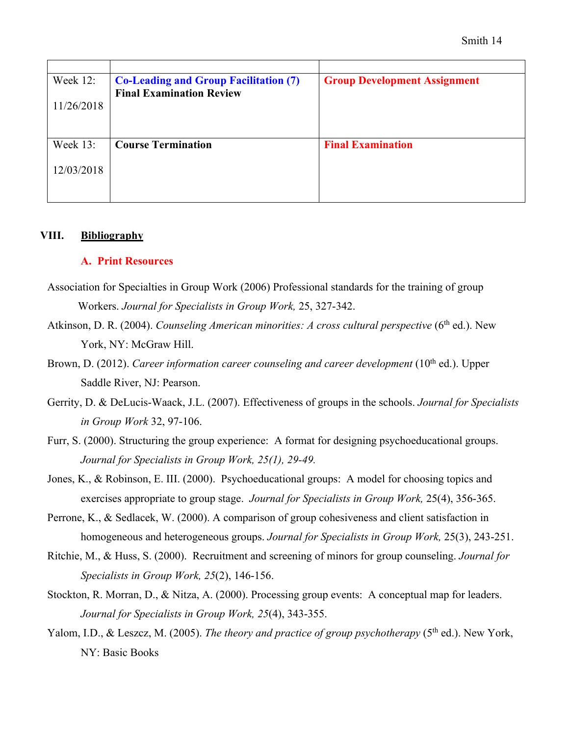| | | |
|---|---|---|
| Week 12:<br><br>11/26/2018 | **Co-Leading and Group Facilitation (7)**<br>**Final Examination Review** | **Group Development Assignment** |
| Week 13:<br><br>12/03/2018 | **Course Termination** | **Final Examination** |

## VIII. Bibliography

### A. Print Resources

Association for Specialties in Group Work (2006) Professional standards for the training of group Workers. *Journal for Specialists in Group Work,* 25, 327-342.

Atkinson, D. R. (2004). *Counseling American minorities: A cross cultural perspective* (6th ed.). New York, NY: McGraw Hill.

Brown, D. (2012). *Career information career counseling and career development* (10th ed.). Upper Saddle River, NJ: Pearson.

Gerrity, D. & DeLucis-Waack, J.L. (2007). Effectiveness of groups in the schools. *Journal for Specialists in Group Work* 32, 97-106.

Furr, S. (2000). Structuring the group experience: A format for designing psychoeducational groups. *Journal for Specialists in Group Work, 25(1), 29-49.*

Jones, K., & Robinson, E. III. (2000). Psychoeducational groups: A model for choosing topics and exercises appropriate to group stage. *Journal for Specialists in Group Work,* 25(4), 356-365.

Perrone, K., & Sedlacek, W. (2000). A comparison of group cohesiveness and client satisfaction in homogeneous and heterogeneous groups. *Journal for Specialists in Group Work,* 25(3), 243-251.

Ritchie, M., & Huss, S. (2000). Recruitment and screening of minors for group counseling. *Journal for Specialists in Group Work, 25*(2), 146-156.

Stockton, R. Morran, D., & Nitza, A. (2000). Processing group events: A conceptual map for leaders. *Journal for Specialists in Group Work, 25*(4), 343-355.

Yalom, I.D., & Leszcz, M. (2005). *The theory and practice of group psychotherapy* (5th ed.). New York, NY: Basic Books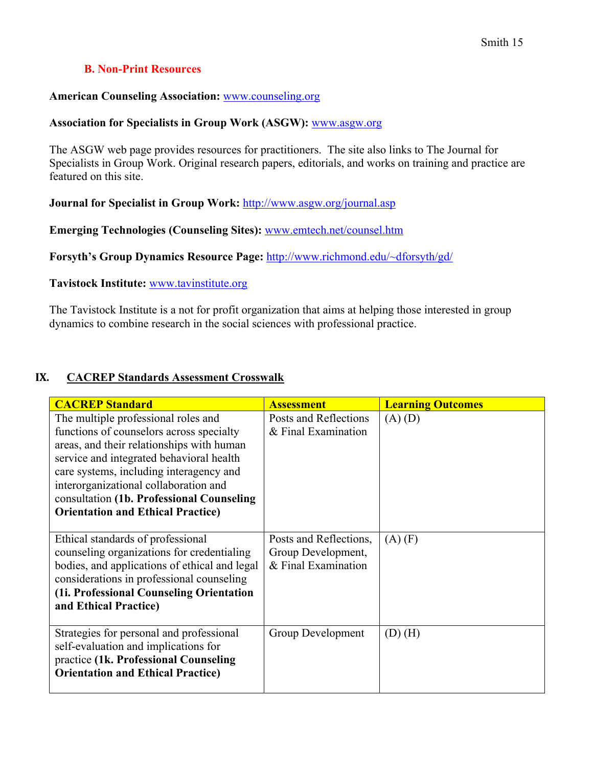### B. Non-Print Resources

**American Counseling Association:** www.counseling.org

**Association for Specialists in Group Work (ASGW):** www.asgw.org

The ASGW web page provides resources for practitioners. The site also links to The Journal for Specialists in Group Work. Original research papers, editorials, and works on training and practice are featured on this site.

**Journal for Specialist in Group Work:** http://www.asgw.org/journal.asp

**Emerging Technologies (Counseling Sites):** www.emtech.net/counsel.htm

**Forsyth's Group Dynamics Resource Page:** http://www.richmond.edu/~dforsyth/gd/

**Tavistock Institute:** www.tavinstitute.org

The Tavistock Institute is a not for profit organization that aims at helping those interested in group dynamics to combine research in the social sciences with professional practice.

## IX. CACREP Standards Assessment Crosswalk

| CACREP Standard | Assessment | Learning Outcomes |
|---|---|---|
| The multiple professional roles and functions of counselors across specialty areas, and their relationships with human service and integrated behavioral health care systems, including interagency and interorganizational collaboration and consultation **(1b. Professional Counseling Orientation and Ethical Practice)** | Posts and Reflections & Final Examination | (A) (D) |
| Ethical standards of professional counseling organizations for credentialing bodies, and applications of ethical and legal considerations in professional counseling **(1i. Professional Counseling Orientation and Ethical Practice)** | Posts and Reflections, Group Development, & Final Examination | (A) (F) |
| Strategies for personal and professional self-evaluation and implications for practice **(1k. Professional Counseling Orientation and Ethical Practice)** | Group Development | (D) (H) |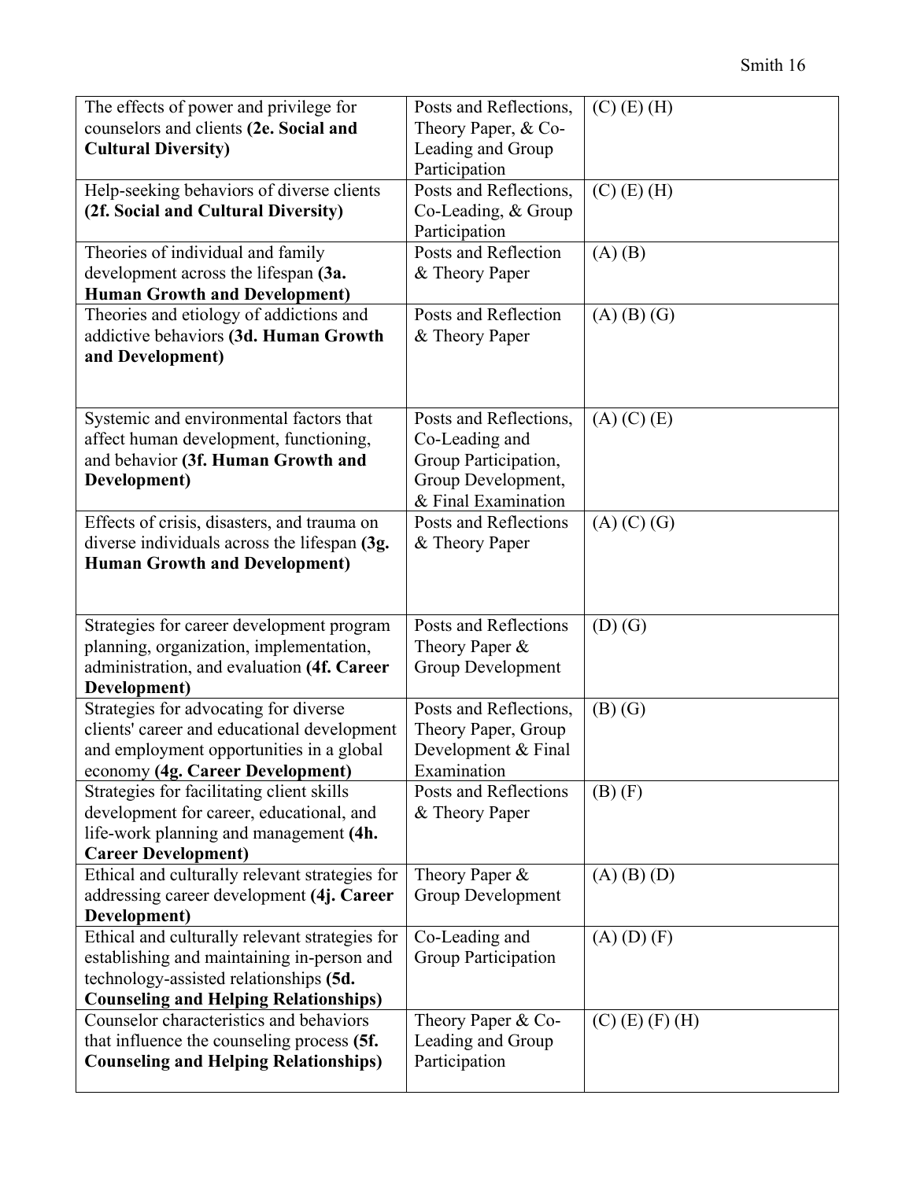| | | |
|---|---|---|
| The effects of power and privilege for counselors and clients **(2e. Social and Cultural Diversity)** | Posts and Reflections, Theory Paper, & Co-Leading and Group Participation | (C) (E) (H) |
| Help-seeking behaviors of diverse clients **(2f. Social and Cultural Diversity)** | Posts and Reflections, Co-Leading, & Group Participation | (C) (E) (H) |
| Theories of individual and family development across the lifespan **(3a. Human Growth and Development)** | Posts and Reflection & Theory Paper | (A) (B) |
| Theories and etiology of addictions and addictive behaviors **(3d. Human Growth and Development)** | Posts and Reflection & Theory Paper | (A) (B) (G) |
| Systemic and environmental factors that affect human development, functioning, and behavior **(3f. Human Growth and Development)** | Posts and Reflections, Co-Leading and Group Participation, Group Development, & Final Examination | (A) (C) (E) |
| Effects of crisis, disasters, and trauma on diverse individuals across the lifespan **(3g. Human Growth and Development)** | Posts and Reflections & Theory Paper | (A) (C) (G) |
| Strategies for career development program planning, organization, implementation, administration, and evaluation **(4f. Career Development)** | Posts and Reflections Theory Paper & Group Development | (D) (G) |
| Strategies for advocating for diverse clients' career and educational development and employment opportunities in a global economy **(4g. Career Development)** | Posts and Reflections, Theory Paper, Group Development & Final Examination | (B) (G) |
| Strategies for facilitating client skills development for career, educational, and life-work planning and management **(4h. Career Development)** | Posts and Reflections & Theory Paper | (B) (F) |
| Ethical and culturally relevant strategies for addressing career development **(4j. Career Development)** | Theory Paper & Group Development | (A) (B) (D) |
| Ethical and culturally relevant strategies for establishing and maintaining in-person and technology-assisted relationships **(5d. Counseling and Helping Relationships)** | Co-Leading and Group Participation | (A) (D) (F) |
| Counselor characteristics and behaviors that influence the counseling process **(5f. Counseling and Helping Relationships)** | Theory Paper & Co-Leading and Group Participation | (C) (E) (F) (H) |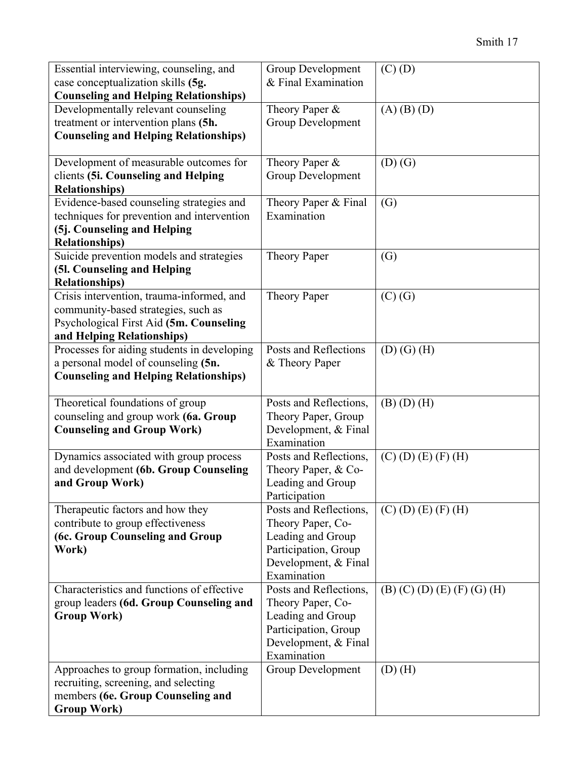| | | |
|---|---|---|
| Essential interviewing, counseling, and case conceptualization skills **(5g. Counseling and Helping Relationships)** | Group Development & Final Examination | (C) (D) |
| Developmentally relevant counseling treatment or intervention plans **(5h. Counseling and Helping Relationships)** | Theory Paper & Group Development | (A) (B) (D) |
| Development of measurable outcomes for clients **(5i. Counseling and Helping Relationships)** | Theory Paper & Group Development | (D) (G) |
| Evidence-based counseling strategies and techniques for prevention and intervention **(5j. Counseling and Helping Relationships)** | Theory Paper & Final Examination | (G) |
| Suicide prevention models and strategies **(5l. Counseling and Helping Relationships)** | Theory Paper | (G) |
| Crisis intervention, trauma-informed, and community-based strategies, such as Psychological First Aid **(5m. Counseling and Helping Relationships)** | Theory Paper | (C) (G) |
| Processes for aiding students in developing a personal model of counseling **(5n. Counseling and Helping Relationships)** | Posts and Reflections & Theory Paper | (D) (G) (H) |
| Theoretical foundations of group counseling and group work **(6a. Group Counseling and Group Work)** | Posts and Reflections, Theory Paper, Group Development, & Final Examination | (B) (D) (H) |
| Dynamics associated with group process and development **(6b. Group Counseling and Group Work)** | Posts and Reflections, Theory Paper, & Co-Leading and Group Participation | (C) (D) (E) (F) (H) |
| Therapeutic factors and how they contribute to group effectiveness **(6c. Group Counseling and Group Work)** | Posts and Reflections, Theory Paper, Co-Leading and Group Participation, Group Development, & Final Examination | (C) (D) (E) (F) (H) |
| Characteristics and functions of effective group leaders **(6d. Group Counseling and Group Work)** | Posts and Reflections, Theory Paper, Co-Leading and Group Participation, Group Development, & Final Examination | (B) (C) (D) (E) (F) (G) (H) |
| Approaches to group formation, including recruiting, screening, and selecting members **(6e. Group Counseling and Group Work)** | Group Development | (D) (H) |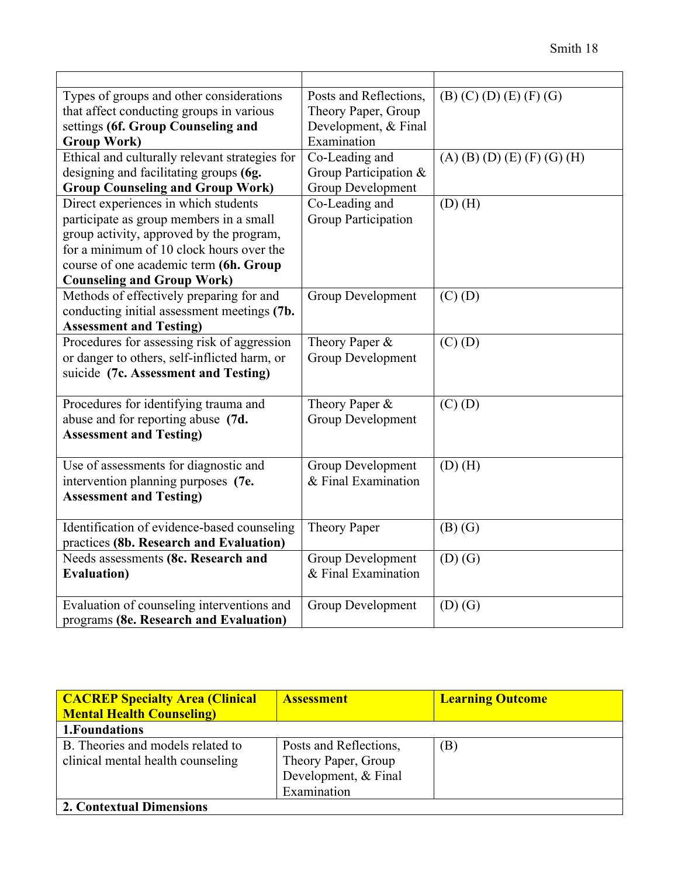| | | |
|---|---|---|
| Types of groups and other considerations that affect conducting groups in various settings **(6f. Group Counseling and Group Work)** | Posts and Reflections, Theory Paper, Group Development, & Final Examination | (B) (C) (D) (E) (F) (G) |
| Ethical and culturally relevant strategies for designing and facilitating groups **(6g. Group Counseling and Group Work)** | Co-Leading and Group Participation & Group Development | (A) (B) (D) (E) (F) (G) (H) |
| Direct experiences in which students participate as group members in a small group activity, approved by the program, for a minimum of 10 clock hours over the course of one academic term **(6h. Group Counseling and Group Work)** | Co-Leading and Group Participation | (D) (H) |
| Methods of effectively preparing for and conducting initial assessment meetings **(7b. Assessment and Testing)** | Group Development | (C) (D) |
| Procedures for assessing risk of aggression or danger to others, self-inflicted harm, or suicide **(7c. Assessment and Testing)** | Theory Paper & Group Development | (C) (D) |
| Procedures for identifying trauma and abuse and for reporting abuse **(7d. Assessment and Testing)** | Theory Paper & Group Development | (C) (D) |
| Use of assessments for diagnostic and intervention planning purposes **(7e. Assessment and Testing)** | Group Development & Final Examination | (D) (H) |
| Identification of evidence-based counseling practices **(8b. Research and Evaluation)** | Theory Paper | (B) (G) |
| Needs assessments **(8c. Research and Evaluation)** | Group Development & Final Examination | (D) (G) |
| Evaluation of counseling interventions and programs **(8e. Research and Evaluation)** | Group Development | (D) (G) |

| **CACREP Specialty Area (Clinical Mental Health Counseling)** | **Assessment** | **Learning Outcome** |
|---|---|---|
| **1.Foundations** | | |
| B. Theories and models related to clinical mental health counseling | Posts and Reflections, Theory Paper, Group Development, & Final Examination | (B) |
| **2. Contextual Dimensions** | | |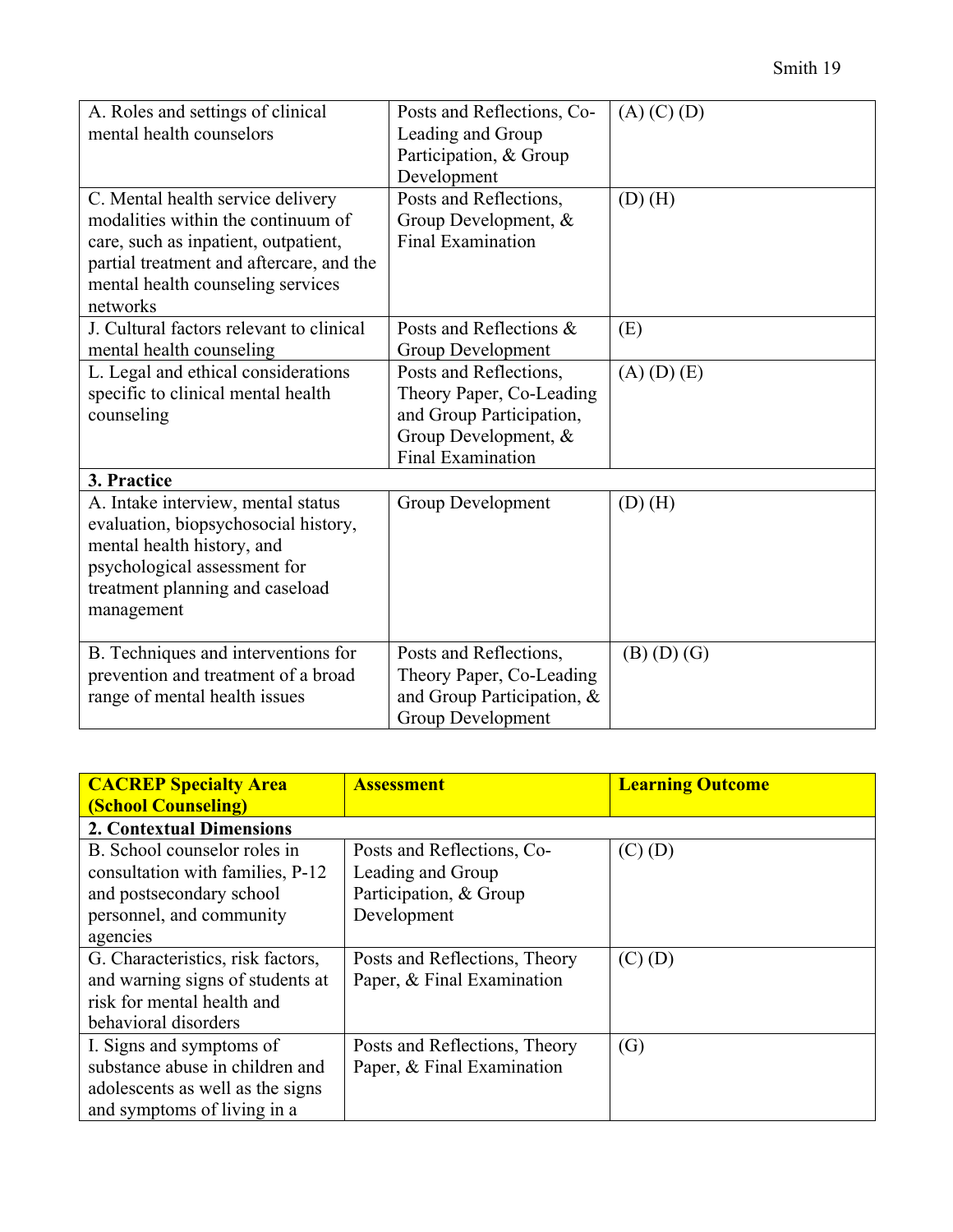| | | |
|---|---|---|
| A. Roles and settings of clinical mental health counselors | Posts and Reflections, Co-Leading and Group Participation, & Group Development | (A) (C) (D) |
| C. Mental health service delivery modalities within the continuum of care, such as inpatient, outpatient, partial treatment and aftercare, and the mental health counseling services networks | Posts and Reflections, Group Development, & Final Examination | (D) (H) |
| J. Cultural factors relevant to clinical mental health counseling | Posts and Reflections & Group Development | (E) |
| L. Legal and ethical considerations specific to clinical mental health counseling | Posts and Reflections, Theory Paper, Co-Leading and Group Participation, Group Development, & Final Examination | (A) (D) (E) |
| **3. Practice** | | |
| A. Intake interview, mental status evaluation, biopsychosocial history, mental health history, and psychological assessment for treatment planning and caseload management | Group Development | (D) (H) |
| B. Techniques and interventions for prevention and treatment of a broad range of mental health issues | Posts and Reflections, Theory Paper, Co-Leading and Group Participation, & Group Development | (B) (D) (G) |

| **CACREP Specialty Area (School Counseling)** | **Assessment** | **Learning Outcome** |
|---|---|---|
| **2. Contextual Dimensions** | | |
| B. School counselor roles in consultation with families, P-12 and postsecondary school personnel, and community agencies | Posts and Reflections, Co-Leading and Group Participation, & Group Development | (C) (D) |
| G. Characteristics, risk factors, and warning signs of students at risk for mental health and behavioral disorders | Posts and Reflections, Theory Paper, & Final Examination | (C) (D) |
| I. Signs and symptoms of substance abuse in children and adolescents as well as the signs and symptoms of living in a | Posts and Reflections, Theory Paper, & Final Examination | (G) |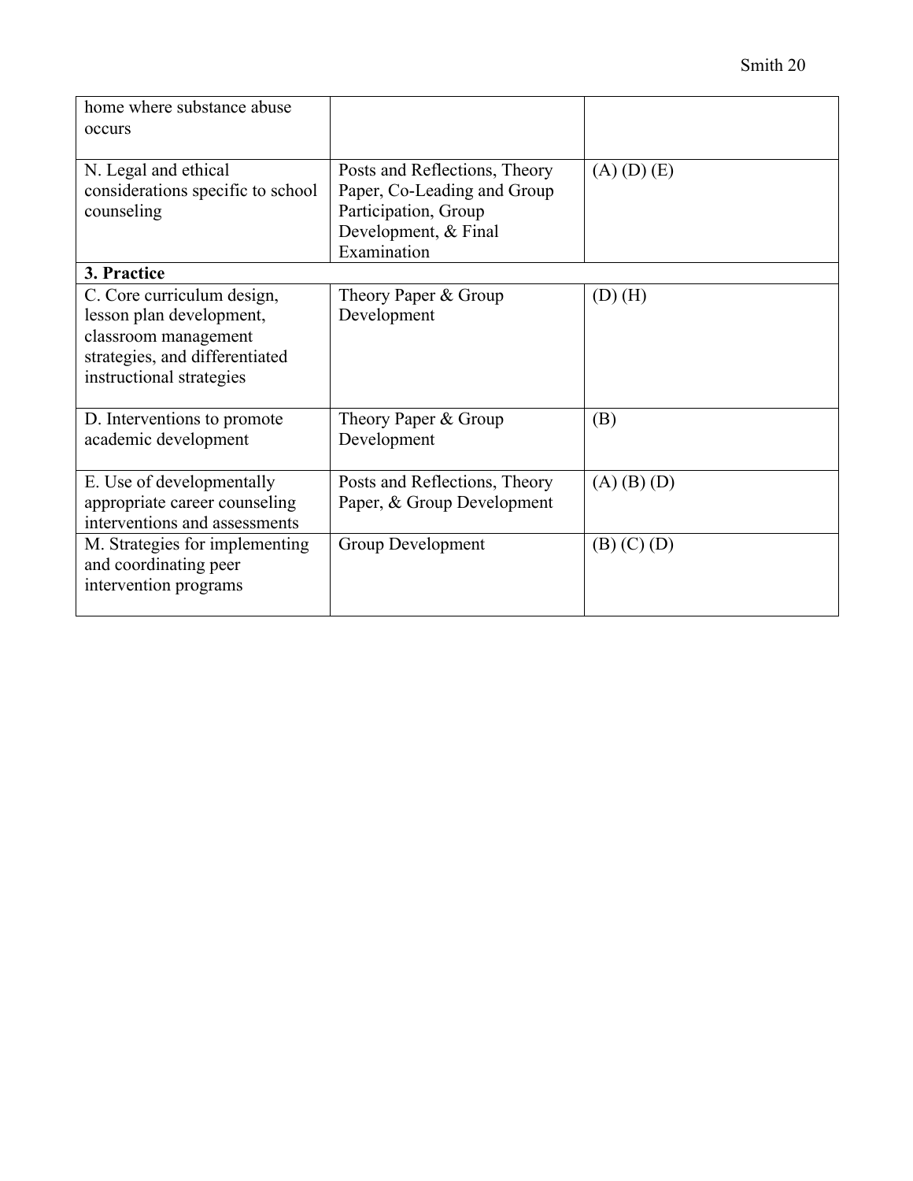| | | |
|---|---|---|
| home where substance abuse occurs | | |
| N. Legal and ethical considerations specific to school counseling | Posts and Reflections, Theory Paper, Co-Leading and Group Participation, Group Development, & Final Examination | (A) (D) (E) |
| **3. Practice** | | |
| C. Core curriculum design, lesson plan development, classroom management strategies, and differentiated instructional strategies | Theory Paper & Group Development | (D) (H) |
| D. Interventions to promote academic development | Theory Paper & Group Development | (B) |
| E. Use of developmentally appropriate career counseling interventions and assessments | Posts and Reflections, Theory Paper, & Group Development | (A) (B) (D) |
| M. Strategies for implementing and coordinating peer intervention programs | Group Development | (B) (C) (D) |